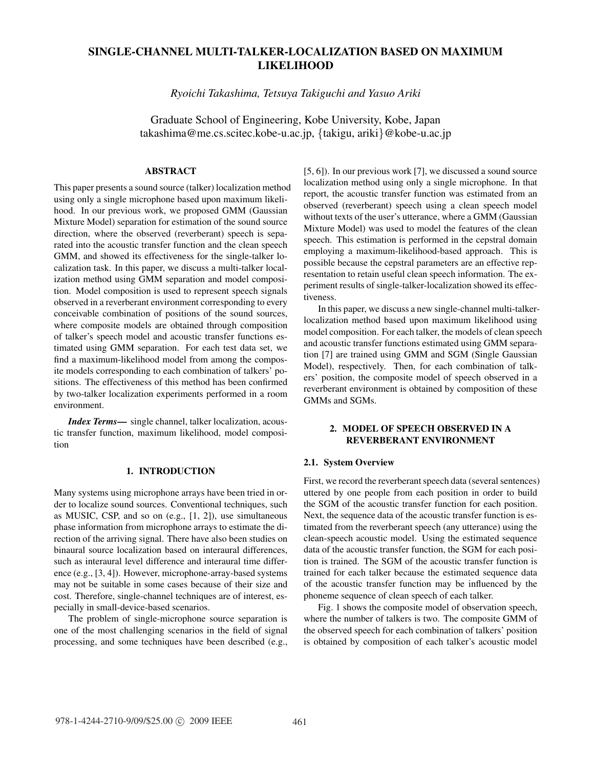# SINGLE-CHANNEL MULTI-TALKER-LOCALIZATION BASED ON MAXIMUM LIKELIHOOD

*Ryoichi Takashima, Tetsuya Takiguchi and Yasuo Ariki*

Graduate School of Engineering, Kobe University, Kobe, Japan
takashima@me.cs.scitec.kobe-u.ac.jp, {takigu, ariki}@kobe-u.ac.jp

## ABSTRACT

This paper presents a sound source (talker) localization method using only a single microphone based upon maximum likelihood. In our previous work, we proposed GMM (Gaussian Mixture Model) separation for estimation of the sound source direction, where the observed (reverberant) speech is separated into the acoustic transfer function and the clean speech GMM, and showed its effectiveness for the single-talker localization task. In this paper, we discuss a multi-talker localization method using GMM separation and model composition. Model composition is used to represent speech signals observed in a reverberant environment corresponding to every conceivable combination of positions of the sound sources, where composite models are obtained through composition of talker's speech model and acoustic transfer functions estimated using GMM separation. For each test data set, we find a maximum-likelihood model from among the composite models corresponding to each combination of talkers' positions. The effectiveness of this method has been confirmed by two-talker localization experiments performed in a room environment.

***Index Terms***— single channel, talker localization, acoustic transfer function, maximum likelihood, model composition

## 1. INTRODUCTION

Many systems using microphone arrays have been tried in order to localize sound sources. Conventional techniques, such as MUSIC, CSP, and so on (e.g., [1, 2]), use simultaneous phase information from microphone arrays to estimate the direction of the arriving signal. There have also been studies on binaural source localization based on interaural differences, such as interaural level difference and interaural time difference (e.g., [3, 4]). However, microphone-array-based systems may not be suitable in some cases because of their size and cost. Therefore, single-channel techniques are of interest, especially in small-device-based scenarios.

The problem of single-microphone source separation is one of the most challenging scenarios in the field of signal processing, and some techniques have been described (e.g., [5, 6]). In our previous work [7], we discussed a sound source localization method using only a single microphone. In that report, the acoustic transfer function was estimated from an observed (reverberant) speech using a clean speech model without texts of the user's utterance, where a GMM (Gaussian Mixture Model) was used to model the features of the clean speech. This estimation is performed in the cepstral domain employing a maximum-likelihood-based approach. This is possible because the cepstral parameters are an effective representation to retain useful clean speech information. The experiment results of single-talker-localization showed its effectiveness.

In this paper, we discuss a new single-channel multi-talker-localization method based upon maximum likelihood using model composition. For each talker, the models of clean speech and acoustic transfer functions estimated using GMM separation [7] are trained using GMM and SGM (Single Gaussian Model), respectively. Then, for each combination of talkers' position, the composite model of speech observed in a reverberant environment is obtained by composition of these GMMs and SGMs.

## 2. MODEL OF SPEECH OBSERVED IN A REVERBERANT ENVIRONMENT

### 2.1. System Overview

First, we record the reverberant speech data (several sentences) uttered by one people from each position in order to build the SGM of the acoustic transfer function for each position. Next, the sequence data of the acoustic transfer function is estimated from the reverberant speech (any utterance) using the clean-speech acoustic model. Using the estimated sequence data of the acoustic transfer function, the SGM for each position is trained. The SGM of the acoustic transfer function is trained for each talker because the estimated sequence data of the acoustic transfer function may be influenced by the phoneme sequence of clean speech of each talker.

Fig. 1 shows the composite model of observation speech, where the number of talkers is two. The composite GMM of the observed speech for each combination of talkers' position is obtained by composition of each talker's acoustic model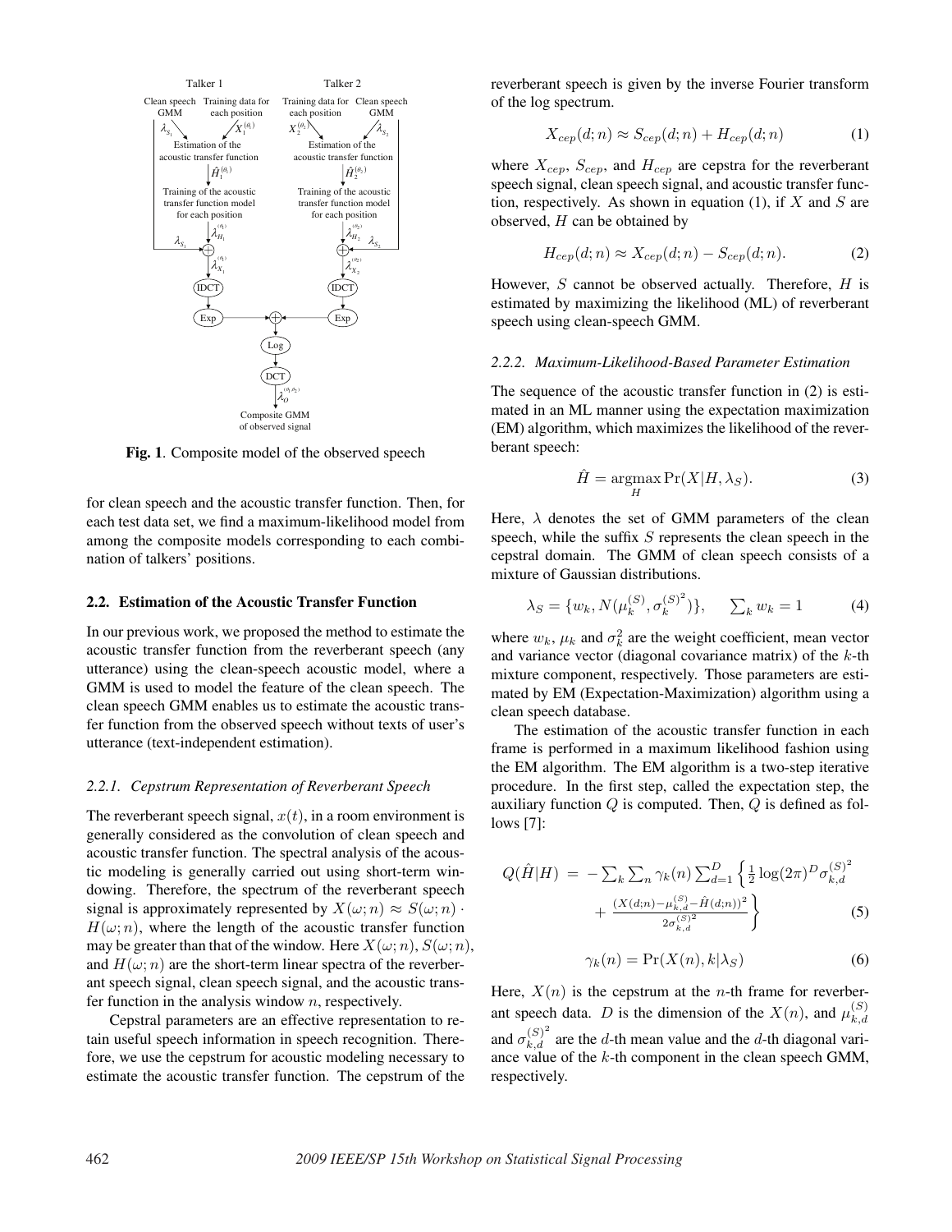Fig. 1. Composite model of the observed speech

for clean speech and the acoustic transfer function. Then, for each test data set, we find a maximum-likelihood model from among the composite models corresponding to each combination of talkers' positions.

### 2.2. Estimation of the Acoustic Transfer Function

In our previous work, we proposed the method to estimate the acoustic transfer function from the reverberant speech (any utterance) using the clean-speech acoustic model, where a GMM is used to model the feature of the clean speech. The clean speech GMM enables us to estimate the acoustic transfer function from the observed speech without texts of user's utterance (text-independent estimation).

#### *2.2.1. Cepstrum Representation of Reverberant Speech*

The reverberant speech signal, $x(t)$, in a room environment is generally considered as the convolution of clean speech and acoustic transfer function. The spectral analysis of the acoustic modeling is generally carried out using short-term windowing. Therefore, the spectrum of the reverberant speech signal is approximately represented by $X(\omega; n) \approx S(\omega; n) \cdot H(\omega; n)$, where the length of the acoustic transfer function may be greater than that of the window. Here $X(\omega; n)$, $S(\omega; n)$, and $H(\omega; n)$ are the short-term linear spectra of the reverberant speech signal, clean speech signal, and the acoustic transfer function in the analysis window $n$, respectively.

Cepstral parameters are an effective representation to retain useful speech information in speech recognition. Therefore, we use the cepstrum for acoustic modeling necessary to estimate the acoustic transfer function. The cepstrum of the reverberant speech is given by the inverse Fourier transform of the log spectrum.

$$X_{cep}(d; n) \approx S_{cep}(d; n) + H_{cep}(d; n) \tag{1}$$

where $X_{cep}$, $S_{cep}$, and $H_{cep}$ are cepstra for the reverberant speech signal, clean speech signal, and acoustic transfer function, respectively. As shown in equation (1), if $X$ and $S$ are observed, $H$ can be obtained by

$$H_{cep}(d; n) \approx X_{cep}(d; n) - S_{cep}(d; n). \tag{2}$$

However, $S$ cannot be observed actually. Therefore, $H$ is estimated by maximizing the likelihood (ML) of reverberant speech using clean-speech GMM.

#### *2.2.2. Maximum-Likelihood-Based Parameter Estimation*

The sequence of the acoustic transfer function in (2) is estimated in an ML manner using the expectation maximization (EM) algorithm, which maximizes the likelihood of the reverberant speech:

$$\hat{H} = \underset{H}{\operatorname{argmax}} \Pr(X|H, \lambda_S). \tag{3}$$

Here, $\lambda$ denotes the set of GMM parameters of the clean speech, while the suffix $S$ represents the clean speech in the cepstral domain. The GMM of clean speech consists of a mixture of Gaussian distributions.

$$\lambda_S = \{w_k, N(\mu_k^{(S)}, {\sigma_k^{(S)}}^2)\}, \qquad \textstyle\sum_k w_k = 1 \tag{4}$$

where $w_k$, $\mu_k$ and $\sigma_k^2$ are the weight coefficient, mean vector and variance vector (diagonal covariance matrix) of the $k$-th mixture component, respectively. Those parameters are estimated by EM (Expectation-Maximization) algorithm using a clean speech database.

The estimation of the acoustic transfer function in each frame is performed in a maximum likelihood fashion using the EM algorithm. The EM algorithm is a two-step iterative procedure. In the first step, called the expectation step, the auxiliary function $Q$ is computed. Then, $Q$ is defined as follows [7]:

$$\begin{aligned} Q(\hat{H}|H) \;=\; & -\textstyle\sum_k \sum_n \gamma_k(n) \sum_{d=1}^{D} \Big\{ \frac{1}{2} \log(2\pi)^D {\sigma_{k,d}^{(S)}}^2 \\ & + \frac{(X(d;n) - \mu_{k,d}^{(S)} - \hat{H}(d;n))^2}{2{\sigma_{k,d}^{(S)}}^2} \Big\} \end{aligned} \tag{5}$$

$$\gamma_k(n) = \Pr(X(n), k|\lambda_S) \tag{6}$$

Here, $X(n)$ is the cepstrum at the $n$-th frame for reverberant speech data. $D$ is the dimension of the $X(n)$, and $\mu_{k,d}^{(S)}$ and ${\sigma_{k,d}^{(S)}}^2$ are the $d$-th mean value and the $d$-th diagonal variance value of the $k$-th component in the clean speech GMM, respectively.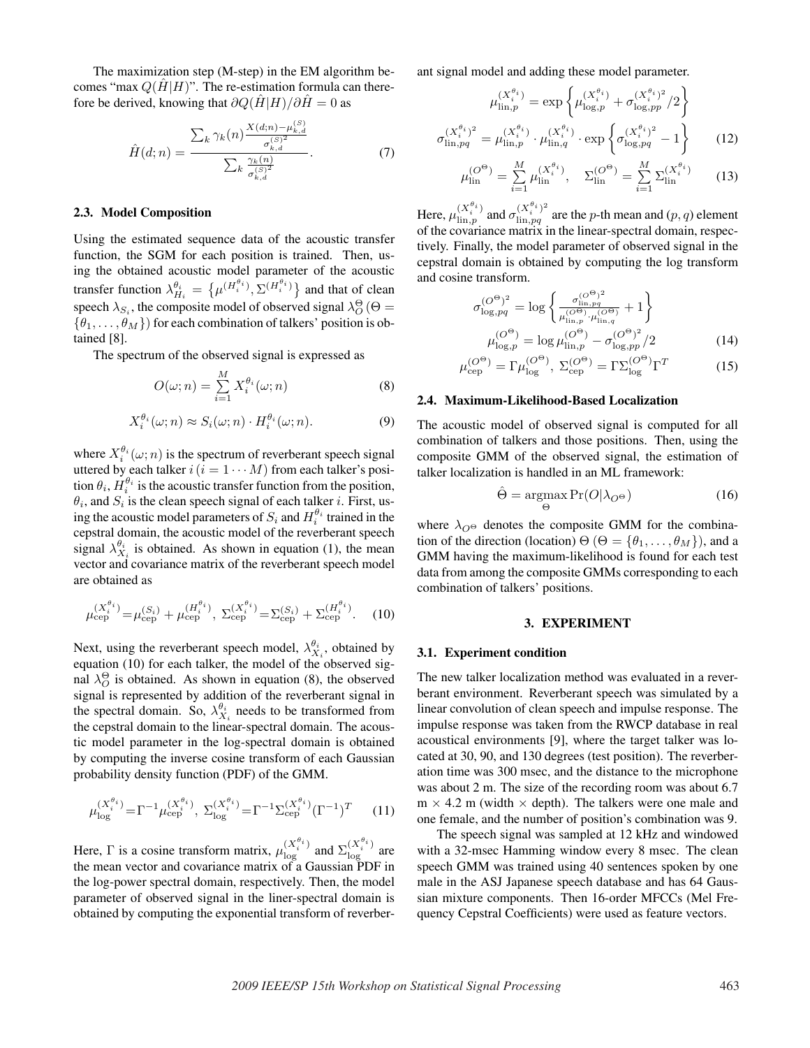The maximization step (M-step) in the EM algorithm becomes "max $Q(\hat{H}|H)$". The re-estimation formula can therefore be derived, knowing that $\partial Q(\hat{H}|H)/\partial \hat{H} = 0$ as

$$\hat{H}(d;n) = \frac{\sum_k \gamma_k(n) \frac{X(d;n) - \mu_{k,d}^{(S)}}{\sigma_{k,d}^{(S)^2}}}{\sum_k \frac{\gamma_k(n)}{\sigma_{k,d}^{(S)^2}}}. \tag{7}$$

### 2.3. Model Composition

Using the estimated sequence data of the acoustic transfer function, the SGM for each position is trained. Then, using the obtained acoustic model parameter of the acoustic transfer function $\lambda_{H_i}^{\theta_i} = \{\mu^{(H_i^{\theta_i})}, \Sigma^{(H_i^{\theta_i})}\}$ and that of clean speech $\lambda_{S_i}$, the composite model of observed signal $\lambda_O^{\Theta}$ ($\Theta = \{\theta_1, \ldots, \theta_M\}$) for each combination of talkers' position is obtained [8].

The spectrum of the observed signal is expressed as

$$O(\omega;n) = \sum_{i=1}^{M} X_i^{\theta_i}(\omega;n) \tag{8}$$

$$X_i^{\theta_i}(\omega;n) \approx S_i(\omega;n) \cdot H_i^{\theta_i}(\omega;n). \tag{9}$$

where $X_i^{\theta_i}(\omega;n)$ is the spectrum of reverberant speech signal uttered by each talker $i$ $(i = 1 \cdots M)$ from each talker's position $\theta_i$, $H_i^{\theta_i}$ is the acoustic transfer function from the position, $\theta_i$, and $S_i$ is the clean speech signal of each talker $i$. First, using the acoustic model parameters of $S_i$ and $H_i^{\theta_i}$ trained in the cepstral domain, the acoustic model of the reverberant speech signal $\lambda_{X_i}^{\theta_i}$ is obtained. As shown in equation (1), the mean vector and covariance matrix of the reverberant speech model are obtained as

$$\mu_{\text{cep}}^{(X_i^{\theta_i})} = \mu_{\text{cep}}^{(S_i)} + \mu_{\text{cep}}^{(H_i^{\theta_i})},\ \Sigma_{\text{cep}}^{(X_i^{\theta_i})} = \Sigma_{\text{cep}}^{(S_i)} + \Sigma_{\text{cep}}^{(H_i^{\theta_i})}. \tag{10}$$

Next, using the reverberant speech model, $\lambda_{X_i}^{\theta_i}$, obtained by equation (10) for each talker, the model of the observed signal $\lambda_O^{\Theta}$ is obtained. As shown in equation (8), the observed signal is represented by addition of the reverberant signal in the spectral domain. So, $\lambda_{X_i}^{\theta_i}$ needs to be transformed from the cepstral domain to the linear-spectral domain. The acoustic model parameter in the log-spectral domain is obtained by computing the inverse cosine transform of each Gaussian probability density function (PDF) of the GMM.

$$\mu_{\text{log}}^{(X_i^{\theta_i})} = \Gamma^{-1}\mu_{\text{cep}}^{(X_i^{\theta_i})},\ \Sigma_{\text{log}}^{(X_i^{\theta_i})} = \Gamma^{-1}\Sigma_{\text{cep}}^{(X_i^{\theta_i})}(\Gamma^{-1})^T \tag{11}$$

Here, $\Gamma$ is a cosine transform matrix, $\mu_{\text{log}}^{(X_i^{\theta_i})}$ and $\Sigma_{\text{log}}^{(X_i^{\theta_i})}$ are the mean vector and covariance matrix of a Gaussian PDF in the log-power spectral domain, respectively. Then, the model parameter of observed signal in the liner-spectral domain is obtained by computing the exponential transform of reverberant signal model and adding these model parameter.

$$\mu_{\text{lin},p}^{(X_i^{\theta_i})} = \exp\left\{\mu_{\text{log},p}^{(X_i^{\theta_i})} + \sigma_{\text{log},pp}^{(X_i^{\theta_i})^2}/2\right\}$$

$$\sigma_{\text{lin},pq}^{(X_i^{\theta_i})^2} = \mu_{\text{lin},p}^{(X_i^{\theta_i})} \cdot \mu_{\text{lin},q}^{(X_i^{\theta_i})} \cdot \exp\left\{\sigma_{\text{log},pq}^{(X_i^{\theta_i})^2} - 1\right\} \tag{12}$$

$$\mu_{\text{lin}}^{(O^{\Theta})} = \sum_{i=1}^{M} \mu_{\text{lin}}^{(X_i^{\theta_i})}, \quad \Sigma_{\text{lin}}^{(O^{\Theta})} = \sum_{i=1}^{M} \Sigma_{\text{lin}}^{(X_i^{\theta_i})} \tag{13}$$

Here, $\mu_{\text{lin},p}^{(X_i^{\theta_i})}$ and $\sigma_{\text{lin},pq}^{(X_i^{\theta_i})^2}$ are the $p$-th mean and $(p,q)$ element of the covariance matrix in the linear-spectral domain, respectively. Finally, the model parameter of observed signal in the cepstral domain is obtained by computing the log transform and cosine transform.

$$\sigma_{\text{log},pq}^{(O^{\Theta})^2} = \log\left\{\frac{\sigma_{\text{lin},pq}^{(O^{\Theta})^2}}{\mu_{\text{lin},p}^{(O^{\Theta})} \cdot \mu_{\text{lin},q}^{(O^{\Theta})}} + 1\right\}$$

$$\mu_{\text{log},p}^{(O^{\Theta})} = \log \mu_{\text{lin},p}^{(O^{\Theta})} - \sigma_{\text{log},pp}^{(O^{\Theta})^2}/2 \tag{14}$$

$$\mu_{\text{cep}}^{(O^{\Theta})} = \Gamma \mu_{\text{log}}^{(O^{\Theta})},\ \Sigma_{\text{cep}}^{(O^{\Theta})} = \Gamma \Sigma_{\text{log}}^{(O^{\Theta})} \Gamma^T \tag{15}$$

### 2.4. Maximum-Likelihood-Based Localization

The acoustic model of observed signal is computed for all combination of talkers and those positions. Then, using the composite GMM of the observed signal, the estimation of talker localization is handled in an ML framework:

$$\hat{\Theta} = \underset{\Theta}{\operatorname{argmax}} \Pr(O|\lambda_{O^{\Theta}}) \tag{16}$$

where $\lambda_{O^{\Theta}}$ denotes the composite GMM for the combination of the direction (location) $\Theta$ ($\Theta = \{\theta_1, \ldots, \theta_M\}$), and a GMM having the maximum-likelihood is found for each test data from among the composite GMMs corresponding to each combination of talkers' positions.

## 3. EXPERIMENT

### 3.1. Experiment condition

The new talker localization method was evaluated in a reverberant environment. Reverberant speech was simulated by a linear convolution of clean speech and impulse response. The impulse response was taken from the RWCP database in real acoustical environments [9], where the target talker was located at 30, 90, and 130 degrees (test position). The reverberation time was 300 msec, and the distance to the microphone was about 2 m. The size of the recording room was about 6.7 m × 4.2 m (width × depth). The talkers were one male and one female, and the number of position's combination was 9.

The speech signal was sampled at 12 kHz and windowed with a 32-msec Hamming window every 8 msec. The clean speech GMM was trained using 40 sentences spoken by one male in the ASJ Japanese speech database and has 64 Gaussian mixture components. Then 16-order MFCCs (Mel Frequency Cepstral Coefficients) were used as feature vectors.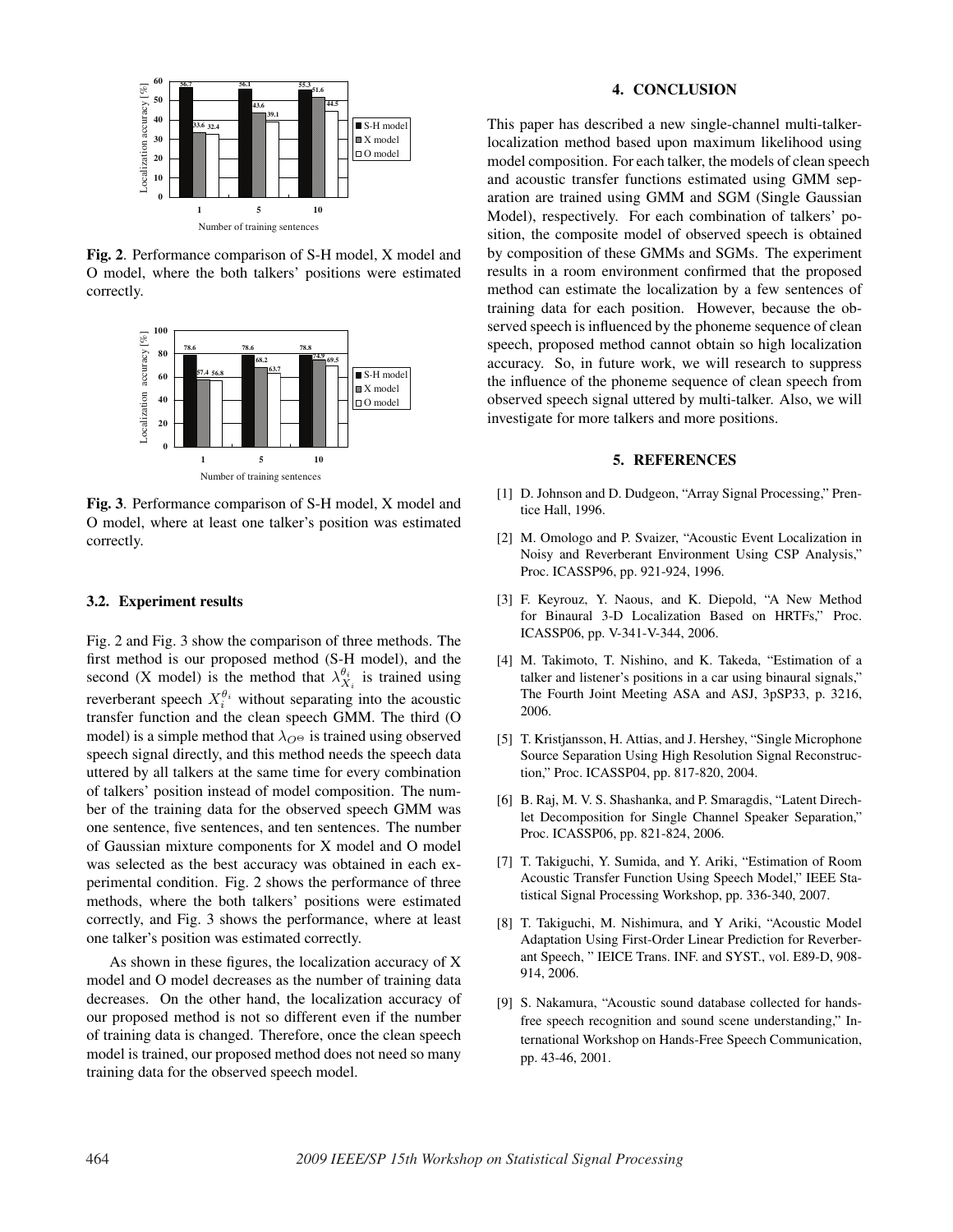60
50
40
30
20
10
0

Localization accuracy [%]

56.7 33.6 32.4

56.1 43.6 39.1

55.3 51.6 44.5

■ S-H model
▨ X model
□ O model

1
5
10

Number of training sentences

**Fig. 2**. Performance comparison of S-H model, X model and O model, where the both talkers' positions were estimated correctly.

100
80
60
40
20
0

Localization accuracy [%]

78.6 57.4 56.8

78.6 68.2 63.7

78.8 74.9 69.5

■ S-H model
▨ X model
□ O model

1
5
10

Number of training sentences

**Fig. 3**. Performance comparison of S-H model, X model and O model, where at least one talker's position was estimated correctly.

### 3.2. Experiment results

Fig. 2 and Fig. 3 show the comparison of three methods. The first method is our proposed method (S-H model), and the second (X model) is the method that $\lambda_{X_i}^{\theta_i}$ is trained using reverberant speech $X_i^{\theta_i}$ without separating into the acoustic transfer function and the clean speech GMM. The third (O model) is a simple method that $\lambda_{O^{\Theta}}$ is trained using observed speech signal directly, and this method needs the speech data uttered by all talkers at the same time for every combination of talkers' position instead of model composition. The number of the training data for the observed speech GMM was one sentence, five sentences, and ten sentences. The number of Gaussian mixture components for X model and O model was selected as the best accuracy was obtained in each experimental condition. Fig. 2 shows the performance of three methods, where the both talkers' positions were estimated correctly, and Fig. 3 shows the performance, where at least one talker's position was estimated correctly.

As shown in these figures, the localization accuracy of X model and O model decreases as the number of training data decreases. On the other hand, the localization accuracy of our proposed method is not so different even if the number of training data is changed. Therefore, once the clean speech model is trained, our proposed method does not need so many training data for the observed speech model.

## 4. CONCLUSION

This paper has described a new single-channel multi-talker-localization method based upon maximum likelihood using model composition. For each talker, the models of clean speech and acoustic transfer functions estimated using GMM separation are trained using GMM and SGM (Single Gaussian Model), respectively. For each combination of talkers' position, the composite model of observed speech is obtained by composition of these GMMs and SGMs. The experiment results in a room environment confirmed that the proposed method can estimate the localization by a few sentences of training data for each position. However, because the observed speech is influenced by the phoneme sequence of clean speech, proposed method cannot obtain so high localization accuracy. So, in future work, we will research to suppress the influence of the phoneme sequence of clean speech from observed speech signal uttered by multi-talker. Also, we will investigate for more talkers and more positions.

## 5. REFERENCES

[1] D. Johnson and D. Dudgeon, "Array Signal Processing," Prentice Hall, 1996.

[2] M. Omologo and P. Svaizer, "Acoustic Event Localization in Noisy and Reverberant Environment Using CSP Analysis," Proc. ICASSP96, pp. 921-924, 1996.

[3] F. Keyrouz, Y. Naous, and K. Diepold, "A New Method for Binaural 3-D Localization Based on HRTFs," Proc. ICASSP06, pp. V-341-V-344, 2006.

[4] M. Takimoto, T. Nishino, and K. Takeda, "Estimation of a talker and listener's positions in a car using binaural signals," The Fourth Joint Meeting ASA and ASJ, 3pSP33, p. 3216, 2006.

[5] T. Kristjansson, H. Attias, and J. Hershey, "Single Microphone Source Separation Using High Resolution Signal Reconstruction," Proc. ICASSP04, pp. 817-820, 2004.

[6] B. Raj, M. V. S. Shashanka, and P. Smaragdis, "Latent Direchlet Decomposition for Single Channel Speaker Separation," Proc. ICASSP06, pp. 821-824, 2006.

[7] T. Takiguchi, Y. Sumida, and Y. Ariki, "Estimation of Room Acoustic Transfer Function Using Speech Model," IEEE Statistical Signal Processing Workshop, pp. 336-340, 2007.

[8] T. Takiguchi, M. Nishimura, and Y Ariki, "Acoustic Model Adaptation Using First-Order Linear Prediction for Reverberant Speech, " IEICE Trans. INF. and SYST., vol. E89-D, 908-914, 2006.

[9] S. Nakamura, "Acoustic sound database collected for hands-free speech recognition and sound scene understanding," International Workshop on Hands-Free Speech Communication, pp. 43-46, 2001.